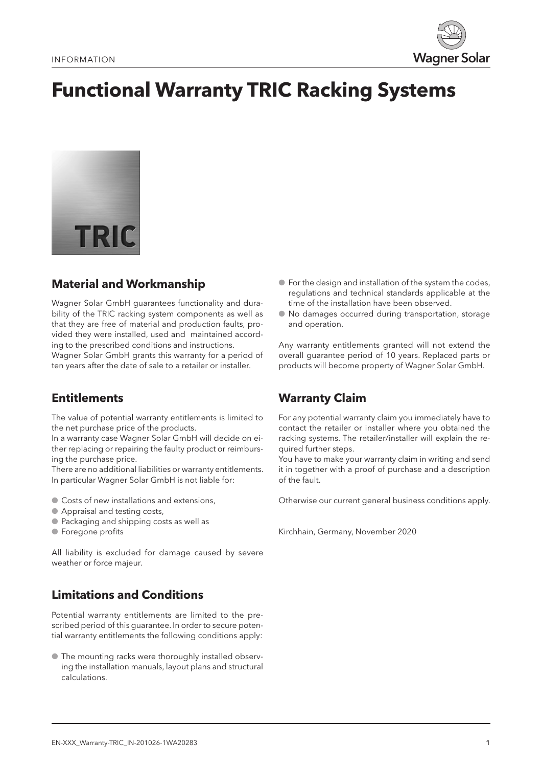INFORMATION

# Functional Warranty TRIC Racking Systems

## Material and Workmanship

Wagner Solar GmbH guarantees functionality and durability of the TRIC racking system components as well as that they are free of material and production faults, provided they were installed, used and maintained according to the prescribed conditions and instructions.
Wagner Solar GmbH grants this warranty for a period of ten years after the date of sale to a retailer or installer.

## Entitlements

The value of potential warranty entitlements is limited to the net purchase price of the products.
In a warranty case Wagner Solar GmbH will decide on either replacing or repairing the faulty product or reimbursing the purchase price.
There are no additional liabilities or warranty entitlements. In particular Wagner Solar GmbH is not liable for:

- Costs of new installations and extensions,
- Appraisal and testing costs,
- Packaging and shipping costs as well as
- Foregone profits

All liability is excluded for damage caused by severe weather or force majeur.

## Limitations and Conditions

Potential warranty entitlements are limited to the prescribed period of this guarantee. In order to secure potential warranty entitlements the following conditions apply:

- The mounting racks were thoroughly installed observing the installation manuals, layout plans and structural calculations.
- For the design and installation of the system the codes, regulations and technical standards applicable at the time of the installation have been observed.
- No damages occurred during transportation, storage and operation.

Any warranty entitlements granted will not extend the overall guarantee period of 10 years. Replaced parts or products will become property of Wagner Solar GmbH.

## Warranty Claim

For any potential warranty claim you immediately have to contact the retailer or installer where you obtained the racking systems. The retailer/installer will explain the required further steps.
You have to make your warranty claim in writing and send it in together with a proof of purchase and a description of the fault.

Otherwise our current general business conditions apply.

Kirchhain, Germany, November 2020